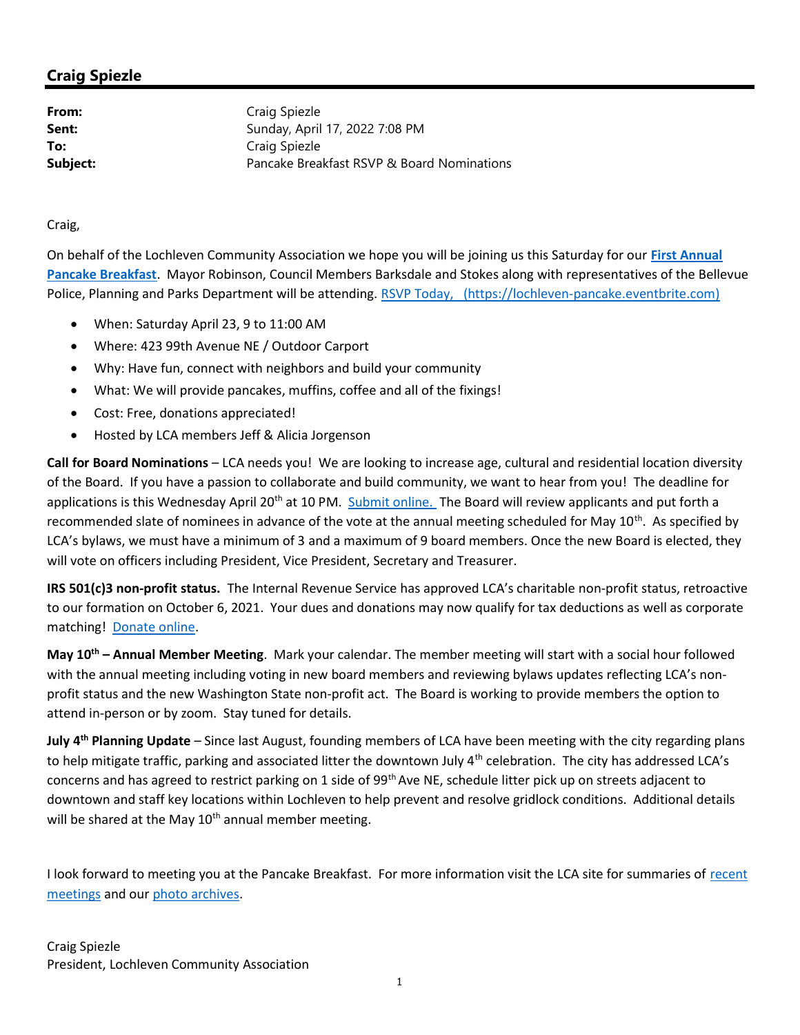## Craig Spiezle

**From:** Craig Spiezle
**Sent:** Sunday, April 17, 2022 7:08 PM
**To:** Craig Spiezle
**Subject:** Pancake Breakfast RSVP & Board Nominations

Craig,

On behalf of the Lochleven Community Association we hope you will be joining us this Saturday for our **First Annual Pancake Breakfast**. Mayor Robinson, Council Members Barksdale and Stokes along with representatives of the Bellevue Police, Planning and Parks Department will be attending. RSVP Today, (https://lochleven-pancake.eventbrite.com)

- When: Saturday April 23, 9 to 11:00 AM
- Where: 423 99th Avenue NE / Outdoor Carport
- Why: Have fun, connect with neighbors and build your community
- What: We will provide pancakes, muffins, coffee and all of the fixings!
- Cost: Free, donations appreciated!
- Hosted by LCA members Jeff & Alicia Jorgenson

**Call for Board Nominations** – LCA needs you! We are looking to increase age, cultural and residential location diversity of the Board. If you have a passion to collaborate and build community, we want to hear from you! The deadline for applications is this Wednesday April 20th at 10 PM. Submit online. The Board will review applicants and put forth a recommended slate of nominees in advance of the vote at the annual meeting scheduled for May 10th. As specified by LCA's bylaws, we must have a minimum of 3 and a maximum of 9 board members. Once the new Board is elected, they will vote on officers including President, Vice President, Secretary and Treasurer.

**IRS 501(c)3 non-profit status.** The Internal Revenue Service has approved LCA's charitable non-profit status, retroactive to our formation on October 6, 2021. Your dues and donations may now qualify for tax deductions as well as corporate matching! Donate online.

**May 10th – Annual Member Meeting**. Mark your calendar. The member meeting will start with a social hour followed with the annual meeting including voting in new board members and reviewing bylaws updates reflecting LCA's non-profit status and the new Washington State non-profit act. The Board is working to provide members the option to attend in-person or by zoom. Stay tuned for details.

**July 4th Planning Update** – Since last August, founding members of LCA have been meeting with the city regarding plans to help mitigate traffic, parking and associated litter the downtown July 4th celebration. The city has addressed LCA's concerns and has agreed to restrict parking on 1 side of 99th Ave NE, schedule litter pick up on streets adjacent to downtown and staff key locations within Lochleven to help prevent and resolve gridlock conditions. Additional details will be shared at the May 10th annual member meeting.

I look forward to meeting you at the Pancake Breakfast. For more information visit the LCA site for summaries of recent meetings and our photo archives.

Craig Spiezle
President, Lochleven Community Association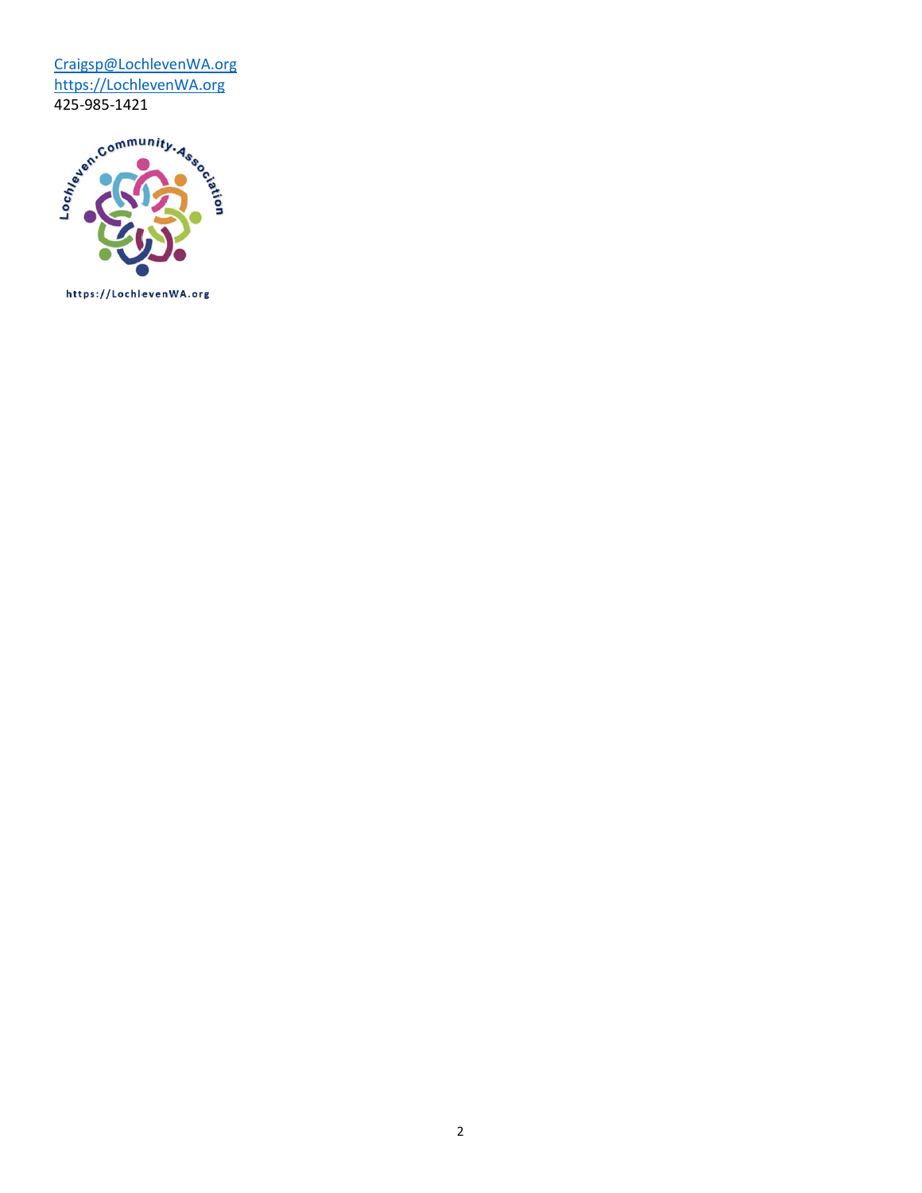Craigsp@LochlevenWA.org
https://LochlevenWA.org
425-985-1421